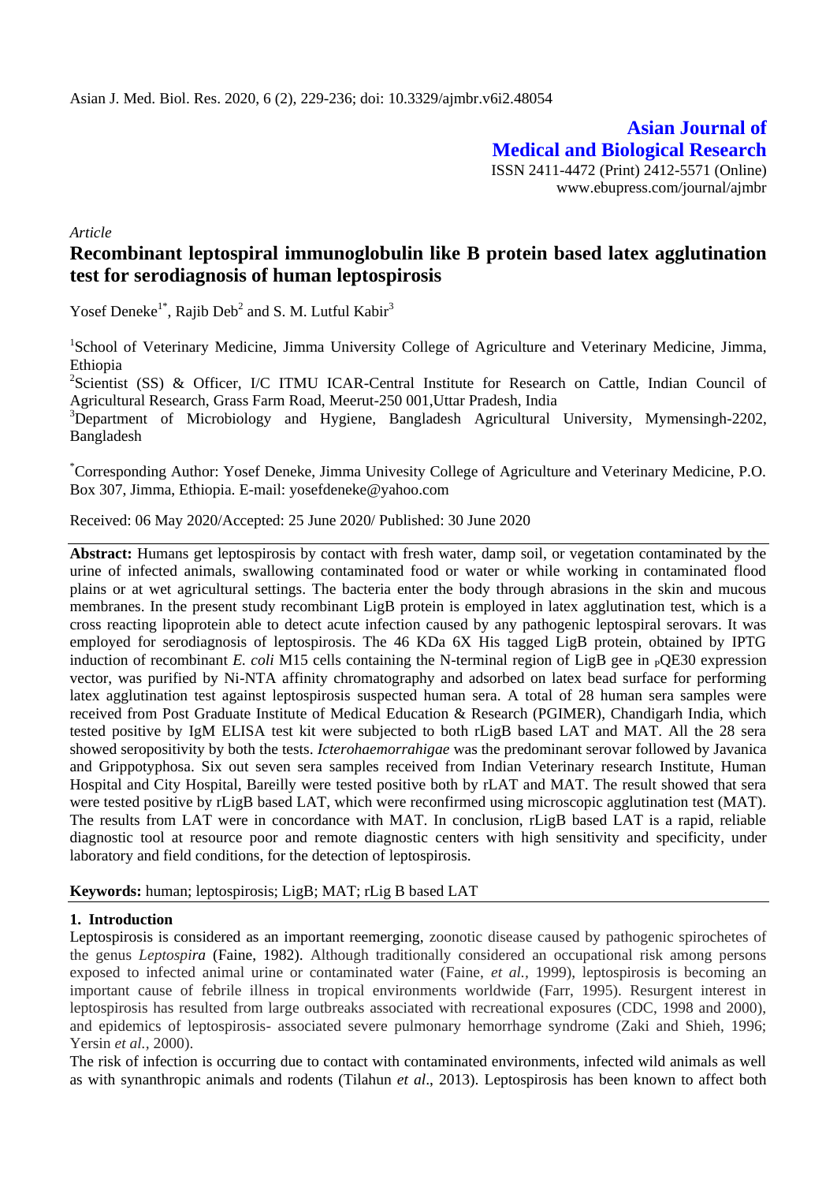**Asian Journal of Medical and Biological Research**

ISSN 2411-4472 (Print) 2412-5571 (Online)
www.ebupress.com/journal/ajmbr

*Article*

# Recombinant leptospiral immunoglobulin like B protein based latex agglutination test for serodiagnosis of human leptospirosis

Yosef Deneke[1*], Rajib Deb[2] and S. M. Lutful Kabir[3]

[1]School of Veterinary Medicine, Jimma University College of Agriculture and Veterinary Medicine, Jimma, Ethiopia

[2]Scientist (SS) & Officer, I/C ITMU ICAR-Central Institute for Research on Cattle, Indian Council of Agricultural Research, Grass Farm Road, Meerut-250 001,Uttar Pradesh, India

[3]Department of Microbiology and Hygiene, Bangladesh Agricultural University, Mymensingh-2202, Bangladesh

[*]Corresponding Author: Yosef Deneke, Jimma Univesity College of Agriculture and Veterinary Medicine, P.O. Box 307, Jimma, Ethiopia. E-mail: yosefdeneke@yahoo.com

Received: 06 May 2020/Accepted: 25 June 2020/ Published: 30 June 2020

**Abstract:** Humans get leptospirosis by contact with fresh water, damp soil, or vegetation contaminated by the urine of infected animals, swallowing contaminated food or water or while working in contaminated flood plains or at wet agricultural settings. The bacteria enter the body through abrasions in the skin and mucous membranes. In the present study recombinant LigB protein is employed in latex agglutination test, which is a cross reacting lipoprotein able to detect acute infection caused by any pathogenic leptospiral serovars. It was employed for serodiagnosis of leptospirosis. The 46 KDa 6X His tagged LigB protein, obtained by IPTG induction of recombinant *E. coli* M15 cells containing the N-terminal region of LigB gee in $_P$QE30 expression vector, was purified by Ni-NTA affinity chromatography and adsorbed on latex bead surface for performing latex agglutination test against leptospirosis suspected human sera. A total of 28 human sera samples were received from Post Graduate Institute of Medical Education & Research (PGIMER), Chandigarh India, which tested positive by IgM ELISA test kit were subjected to both rLigB based LAT and MAT. All the 28 sera showed seropositivity by both the tests. *Icterohaemorrahigae* was the predominant serovar followed by Javanica and Grippotyphosa. Six out seven sera samples received from Indian Veterinary research Institute, Human Hospital and City Hospital, Bareilly were tested positive both by rLAT and MAT. The result showed that sera were tested positive by rLigB based LAT, which were reconfirmed using microscopic agglutination test (MAT). The results from LAT were in concordance with MAT. In conclusion, rLigB based LAT is a rapid, reliable diagnostic tool at resource poor and remote diagnostic centers with high sensitivity and specificity, under laboratory and field conditions, for the detection of leptospirosis.

**Keywords:** human; leptospirosis; LigB; MAT; rLig B based LAT

## 1. Introduction

Leptospirosis is considered as an important reemerging, zoonotic disease caused by pathogenic spirochetes of the genus *Leptospira* (Faine, 1982). Although traditionally considered an occupational risk among persons exposed to infected animal urine or contaminated water (Faine, *et al.*, 1999), leptospirosis is becoming an important cause of febrile illness in tropical environments worldwide (Farr, 1995). Resurgent interest in leptospirosis has resulted from large outbreaks associated with recreational exposures (CDC, 1998 and 2000), and epidemics of leptospirosis- associated severe pulmonary hemorrhage syndrome (Zaki and Shieh, 1996; Yersin *et al.*, 2000).

The risk of infection is occurring due to contact with contaminated environments, infected wild animals as well as with synanthropic animals and rodents (Tilahun *et al*., 2013). Leptospirosis has been known to affect both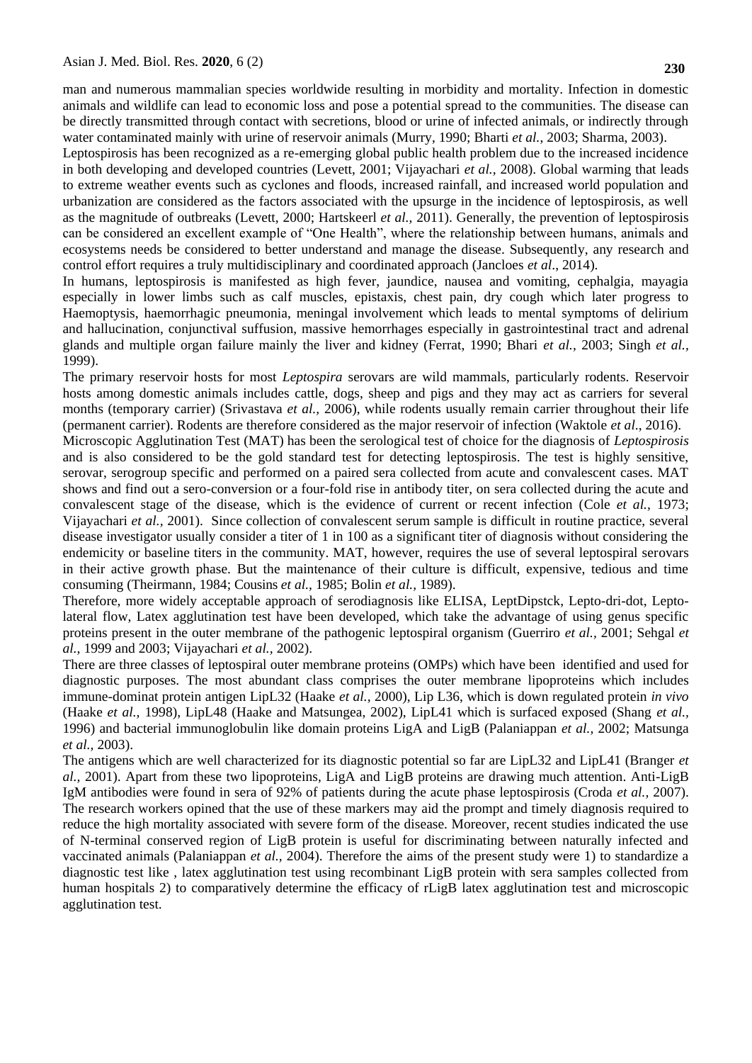man and numerous mammalian species worldwide resulting in morbidity and mortality. Infection in domestic animals and wildlife can lead to economic loss and pose a potential spread to the communities. The disease can be directly transmitted through contact with secretions, blood or urine of infected animals, or indirectly through water contaminated mainly with urine of reservoir animals (Murry, 1990; Bharti *et al.*, 2003; Sharma, 2003).

Leptospirosis has been recognized as a re-emerging global public health problem due to the increased incidence in both developing and developed countries (Levett, 2001; Vijayachari *et al.,* 2008). Global warming that leads to extreme weather events such as cyclones and floods, increased rainfall, and increased world population and urbanization are considered as the factors associated with the upsurge in the incidence of leptospirosis, as well as the magnitude of outbreaks (Levett, 2000; Hartskeerl *et al.,* 2011). Generally, the prevention of leptospirosis can be considered an excellent example of "One Health", where the relationship between humans, animals and ecosystems needs be considered to better understand and manage the disease. Subsequently, any research and control effort requires a truly multidisciplinary and coordinated approach (Jancloes *et al*., 2014).

In humans, leptospirosis is manifested as high fever, jaundice, nausea and vomiting, cephalgia, mayagia especially in lower limbs such as calf muscles, epistaxis, chest pain, dry cough which later progress to Haemoptysis, haemorrhagic pneumonia, meningal involvement which leads to mental symptoms of delirium and hallucination, conjunctival suffusion, massive hemorrhages especially in gastrointestinal tract and adrenal glands and multiple organ failure mainly the liver and kidney (Ferrat, 1990; Bhari *et al.,* 2003; Singh *et al.,* 1999).

The primary reservoir hosts for most *Leptospira* serovars are wild mammals, particularly rodents. Reservoir hosts among domestic animals includes cattle, dogs, sheep and pigs and they may act as carriers for several months (temporary carrier) (Srivastava *et al.,* 2006), while rodents usually remain carrier throughout their life (permanent carrier). Rodents are therefore considered as the major reservoir of infection (Waktole *et al*., 2016).

Microscopic Agglutination Test (MAT) has been the serological test of choice for the diagnosis of *Leptospirosis* and is also considered to be the gold standard test for detecting leptospirosis. The test is highly sensitive, serovar, serogroup specific and performed on a paired sera collected from acute and convalescent cases. MAT shows and find out a sero-conversion or a four-fold rise in antibody titer, on sera collected during the acute and convalescent stage of the disease, which is the evidence of current or recent infection (Cole *et al.,* 1973; Vijayachari *et al.,* 2001). Since collection of convalescent serum sample is difficult in routine practice, several disease investigator usually consider a titer of 1 in 100 as a significant titer of diagnosis without considering the endemicity or baseline titers in the community. MAT, however, requires the use of several leptospiral serovars in their active growth phase. But the maintenance of their culture is difficult, expensive, tedious and time consuming (Theirmann, 1984; Cousins *et al.,* 1985; Bolin *et al.,* 1989).

Therefore, more widely acceptable approach of serodiagnosis like ELISA, LeptDipstck, Lepto-dri-dot, Lepto-lateral flow, Latex agglutination test have been developed, which take the advantage of using genus specific proteins present in the outer membrane of the pathogenic leptospiral organism (Guerriro *et al.,* 2001; Sehgal *et al.,* 1999 and 2003; Vijayachari *et al.,* 2002).

There are three classes of leptospiral outer membrane proteins (OMPs) which have been identified and used for diagnostic purposes. The most abundant class comprises the outer membrane lipoproteins which includes immune-dominat protein antigen LipL32 (Haake *et al.,* 2000), Lip L36, which is down regulated protein *in vivo* (Haake *et al.,* 1998), LipL48 (Haake and Matsungea, 2002), LipL41 which is surfaced exposed (Shang *et al.,* 1996) and bacterial immunoglobulin like domain proteins LigA and LigB (Palaniappan *et al.,* 2002; Matsunga *et al.,* 2003).

The antigens which are well characterized for its diagnostic potential so far are LipL32 and LipL41 (Branger *et al.,* 2001). Apart from these two lipoproteins, LigA and LigB proteins are drawing much attention. Anti-LigB IgM antibodies were found in sera of 92% of patients during the acute phase leptospirosis (Croda *et al.,* 2007). The research workers opined that the use of these markers may aid the prompt and timely diagnosis required to reduce the high mortality associated with severe form of the disease. Moreover, recent studies indicated the use of N-terminal conserved region of LigB protein is useful for discriminating between naturally infected and vaccinated animals (Palaniappan *et al.,* 2004). Therefore the aims of the present study were 1) to standardize a diagnostic test like , latex agglutination test using recombinant LigB protein with sera samples collected from human hospitals 2) to comparatively determine the efficacy of rLigB latex agglutination test and microscopic agglutination test.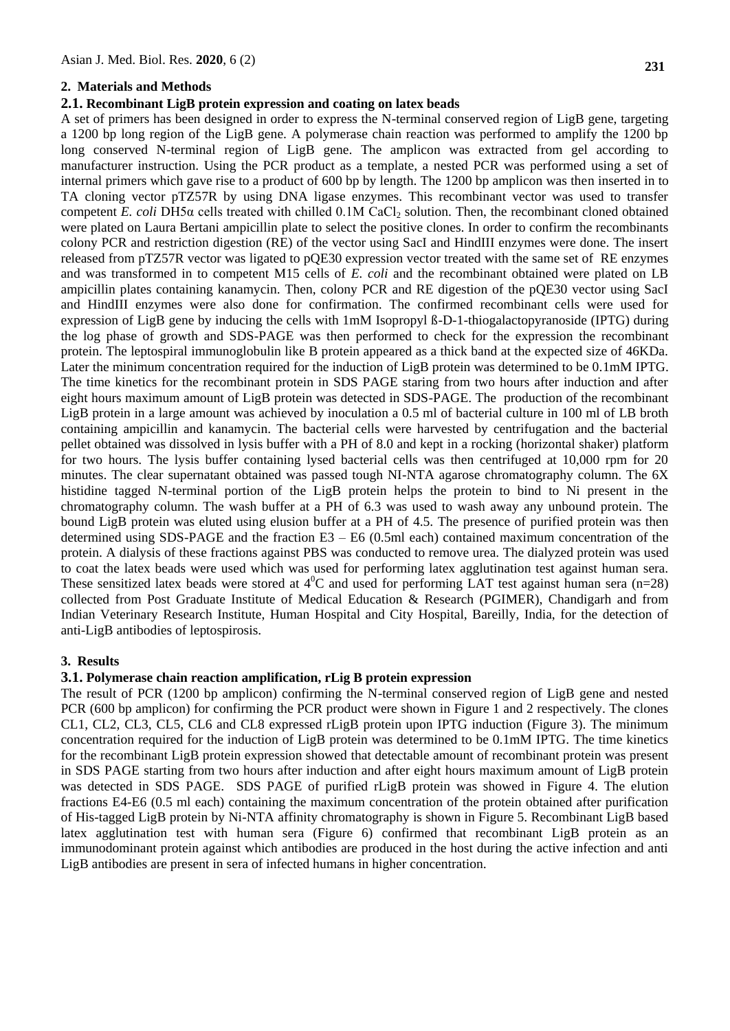## 2. Materials and Methods

### 2.1. Recombinant LigB protein expression and coating on latex beads

A set of primers has been designed in order to express the N-terminal conserved region of LigB gene, targeting a 1200 bp long region of the LigB gene. A polymerase chain reaction was performed to amplify the 1200 bp long conserved N-terminal region of LigB gene. The amplicon was extracted from gel according to manufacturer instruction. Using the PCR product as a template, a nested PCR was performed using a set of internal primers which gave rise to a product of 600 bp by length. The 1200 bp amplicon was then inserted in to TA cloning vector pTZ57R by using DNA ligase enzymes. This recombinant vector was used to transfer competent *E. coli* DH5α cells treated with chilled 0.1M $CaCl_2$ solution. Then, the recombinant cloned obtained were plated on Laura Bertani ampicillin plate to select the positive clones. In order to confirm the recombinants colony PCR and restriction digestion (RE) of the vector using SacI and HindIII enzymes were done. The insert released from pTZ57R vector was ligated to pQE30 expression vector treated with the same set of RE enzymes and was transformed in to competent M15 cells of *E. coli* and the recombinant obtained were plated on LB ampicillin plates containing kanamycin. Then, colony PCR and RE digestion of the pQE30 vector using SacI and HindIII enzymes were also done for confirmation. The confirmed recombinant cells were used for expression of LigB gene by inducing the cells with 1mM Isopropyl ß-D-1-thiogalactopyranoside (IPTG) during the log phase of growth and SDS-PAGE was then performed to check for the expression the recombinant protein. The leptospiral immunoglobulin like B protein appeared as a thick band at the expected size of 46KDa. Later the minimum concentration required for the induction of LigB protein was determined to be 0.1mM IPTG. The time kinetics for the recombinant protein in SDS PAGE staring from two hours after induction and after eight hours maximum amount of LigB protein was detected in SDS-PAGE. The production of the recombinant LigB protein in a large amount was achieved by inoculation a 0.5 ml of bacterial culture in 100 ml of LB broth containing ampicillin and kanamycin. The bacterial cells were harvested by centrifugation and the bacterial pellet obtained was dissolved in lysis buffer with a PH of 8.0 and kept in a rocking (horizontal shaker) platform for two hours. The lysis buffer containing lysed bacterial cells was then centrifuged at 10,000 rpm for 20 minutes. The clear supernatant obtained was passed tough NI-NTA agarose chromatography column. The 6X histidine tagged N-terminal portion of the LigB protein helps the protein to bind to Ni present in the chromatography column. The wash buffer at a PH of 6.3 was used to wash away any unbound protein. The bound LigB protein was eluted using elusion buffer at a PH of 4.5. The presence of purified protein was then determined using SDS-PAGE and the fraction E3 – E6 (0.5ml each) contained maximum concentration of the protein. A dialysis of these fractions against PBS was conducted to remove urea. The dialyzed protein was used to coat the latex beads were used which was used for performing latex agglutination test against human sera. These sensitized latex beads were stored at $4^0$C and used for performing LAT test against human sera (n=28) collected from Post Graduate Institute of Medical Education & Research (PGIMER), Chandigarh and from Indian Veterinary Research Institute, Human Hospital and City Hospital, Bareilly, India, for the detection of anti-LigB antibodies of leptospirosis.

## 3. Results

### 3.1. Polymerase chain reaction amplification, rLig B protein expression

The result of PCR (1200 bp amplicon) confirming the N-terminal conserved region of LigB gene and nested PCR (600 bp amplicon) for confirming the PCR product were shown in Figure 1 and 2 respectively. The clones CL1, CL2, CL3, CL5, CL6 and CL8 expressed rLigB protein upon IPTG induction (Figure 3). The minimum concentration required for the induction of LigB protein was determined to be 0.1mM IPTG. The time kinetics for the recombinant LigB protein expression showed that detectable amount of recombinant protein was present in SDS PAGE starting from two hours after induction and after eight hours maximum amount of LigB protein was detected in SDS PAGE. SDS PAGE of purified rLigB protein was showed in Figure 4. The elution fractions E4-E6 (0.5 ml each) containing the maximum concentration of the protein obtained after purification of His-tagged LigB protein by Ni-NTA affinity chromatography is shown in Figure 5. Recombinant LigB based latex agglutination test with human sera (Figure 6) confirmed that recombinant LigB protein as an immunodominant protein against which antibodies are produced in the host during the active infection and anti LigB antibodies are present in sera of infected humans in higher concentration.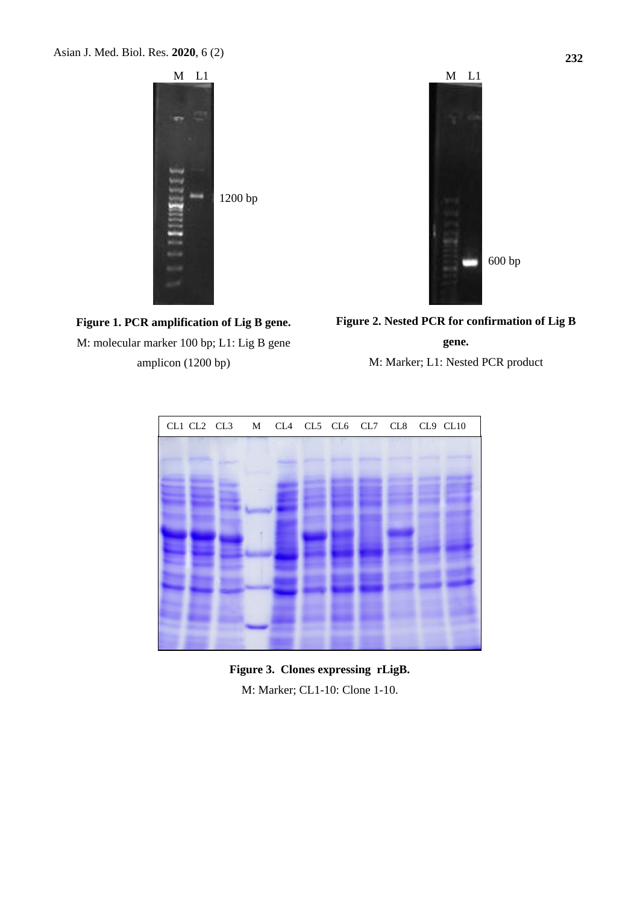**Figure 1. PCR amplification of Lig B gene.**
M: molecular marker 100 bp; L1: Lig B gene amplicon (1200 bp)

**Figure 2. Nested PCR for confirmation of Lig B gene.**
M: Marker; L1: Nested PCR product

**Figure 3. Clones expressing rLigB.**
M: Marker; CL1-10: Clone 1-10.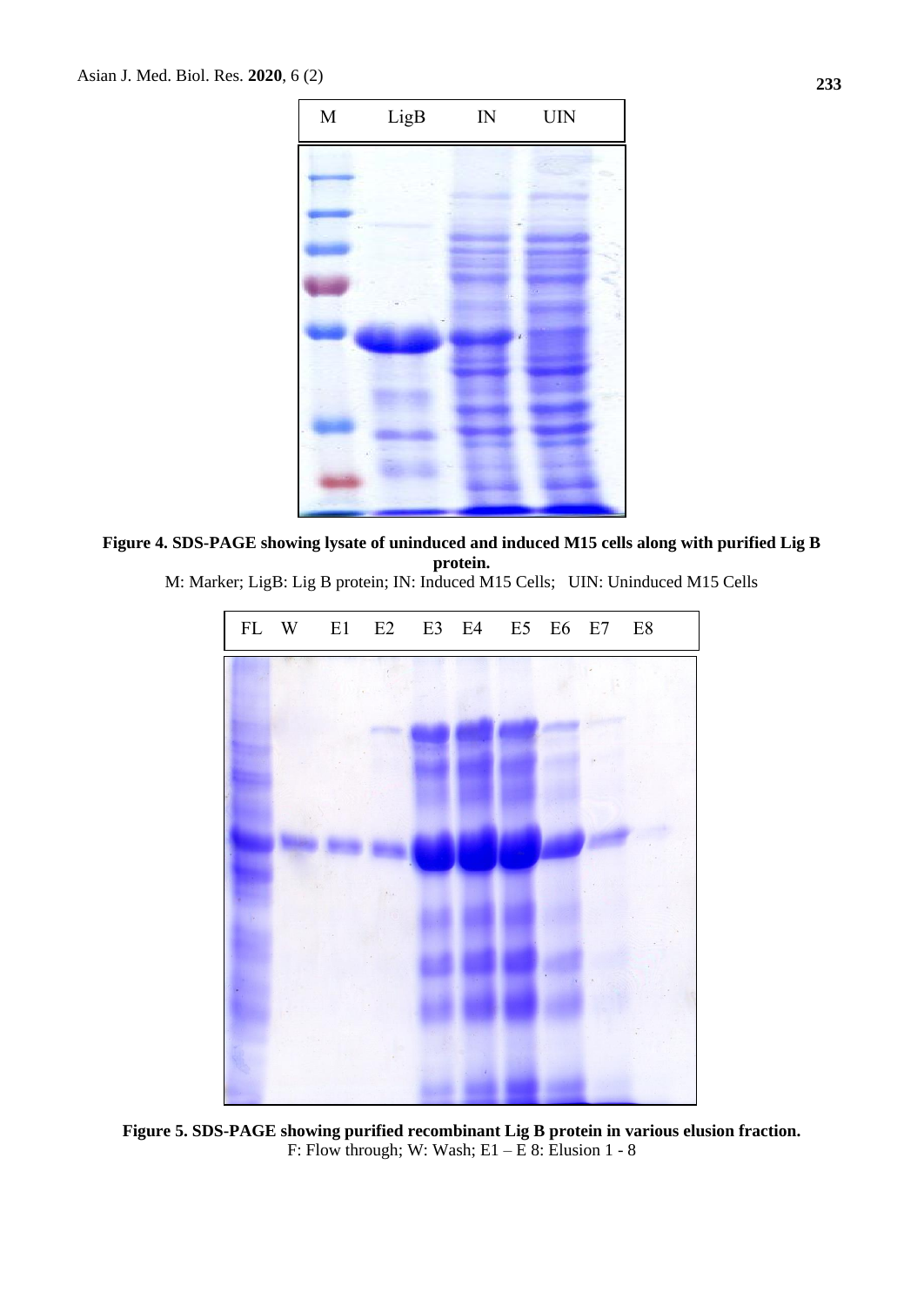| M | LigB | IN | UIN |
|---|---|---|---|

**Figure 4. SDS-PAGE showing lysate of uninduced and induced M15 cells along with purified Lig B protein.**

M: Marker; LigB: Lig B protein; IN: Induced M15 Cells; UIN: Uninduced M15 Cells

| FL | W | E1 | E2 | E3 | E4 | E5 | E6 | E7 | E8 |
|---|---|---|---|---|---|---|---|---|---|

**Figure 5. SDS-PAGE showing purified recombinant Lig B protein in various elusion fraction.**

F: Flow through; W: Wash; E1 – E 8: Elusion 1 - 8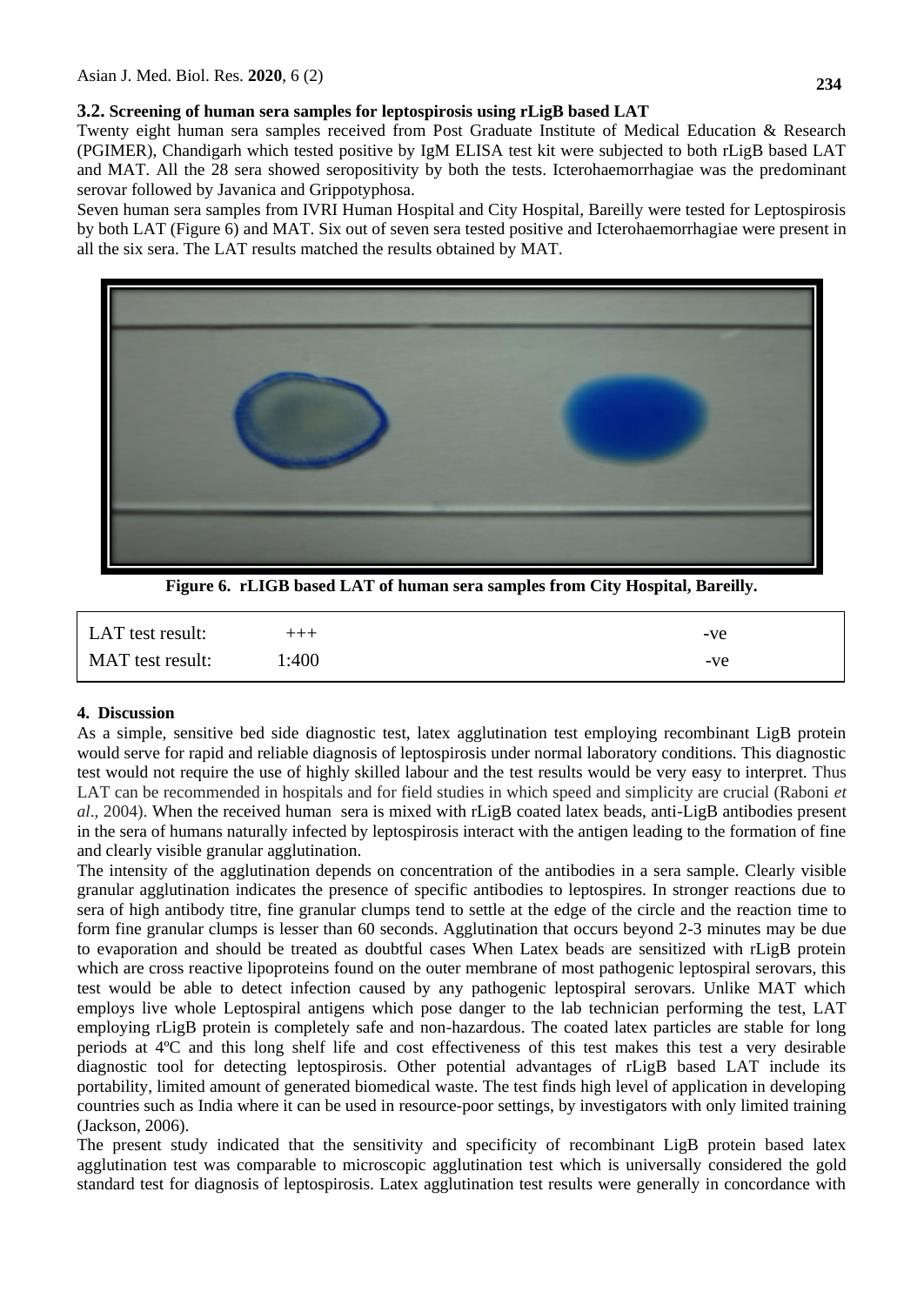### 3.2. Screening of human sera samples for leptospirosis using rLigB based LAT

Twenty eight human sera samples received from Post Graduate Institute of Medical Education & Research (PGIMER), Chandigarh which tested positive by IgM ELISA test kit were subjected to both rLigB based LAT and MAT. All the 28 sera showed seropositivity by both the tests. Icterohaemorrhagiae was the predominant serovar followed by Javanica and Grippotyphosa.

Seven human sera samples from IVRI Human Hospital and City Hospital, Bareilly were tested for Leptospirosis by both LAT (Figure 6) and MAT. Six out of seven sera tested positive and Icterohaemorrhagiae were present in all the six sera. The LAT results matched the results obtained by MAT.

**Figure 6. rLIGB based LAT of human sera samples from City Hospital, Bareilly.**

| LAT test result: | +++ | -ve |
|---|---|---|
| MAT test result: | 1:400 | -ve |

## 4. Discussion

As a simple, sensitive bed side diagnostic test, latex agglutination test employing recombinant LigB protein would serve for rapid and reliable diagnosis of leptospirosis under normal laboratory conditions. This diagnostic test would not require the use of highly skilled labour and the test results would be very easy to interpret. Thus LAT can be recommended in hospitals and for field studies in which speed and simplicity are crucial (Raboni *et al*., 2004). When the received human sera is mixed with rLigB coated latex beads, anti-LigB antibodies present in the sera of humans naturally infected by leptospirosis interact with the antigen leading to the formation of fine and clearly visible granular agglutination.

The intensity of the agglutination depends on concentration of the antibodies in a sera sample. Clearly visible granular agglutination indicates the presence of specific antibodies to leptospires. In stronger reactions due to sera of high antibody titre, fine granular clumps tend to settle at the edge of the circle and the reaction time to form fine granular clumps is lesser than 60 seconds. Agglutination that occurs beyond 2-3 minutes may be due to evaporation and should be treated as doubtful cases When Latex beads are sensitized with rLigB protein which are cross reactive lipoproteins found on the outer membrane of most pathogenic leptospiral serovars, this test would be able to detect infection caused by any pathogenic leptospiral serovars. Unlike MAT which employs live whole Leptospiral antigens which pose danger to the lab technician performing the test, LAT employing rLigB protein is completely safe and non-hazardous. The coated latex particles are stable for long periods at 4ºC and this long shelf life and cost effectiveness of this test makes this test a very desirable diagnostic tool for detecting leptospirosis. Other potential advantages of rLigB based LAT include its portability, limited amount of generated biomedical waste. The test finds high level of application in developing countries such as India where it can be used in resource-poor settings, by investigators with only limited training (Jackson, 2006).

The present study indicated that the sensitivity and specificity of recombinant LigB protein based latex agglutination test was comparable to microscopic agglutination test which is universally considered the gold standard test for diagnosis of leptospirosis. Latex agglutination test results were generally in concordance with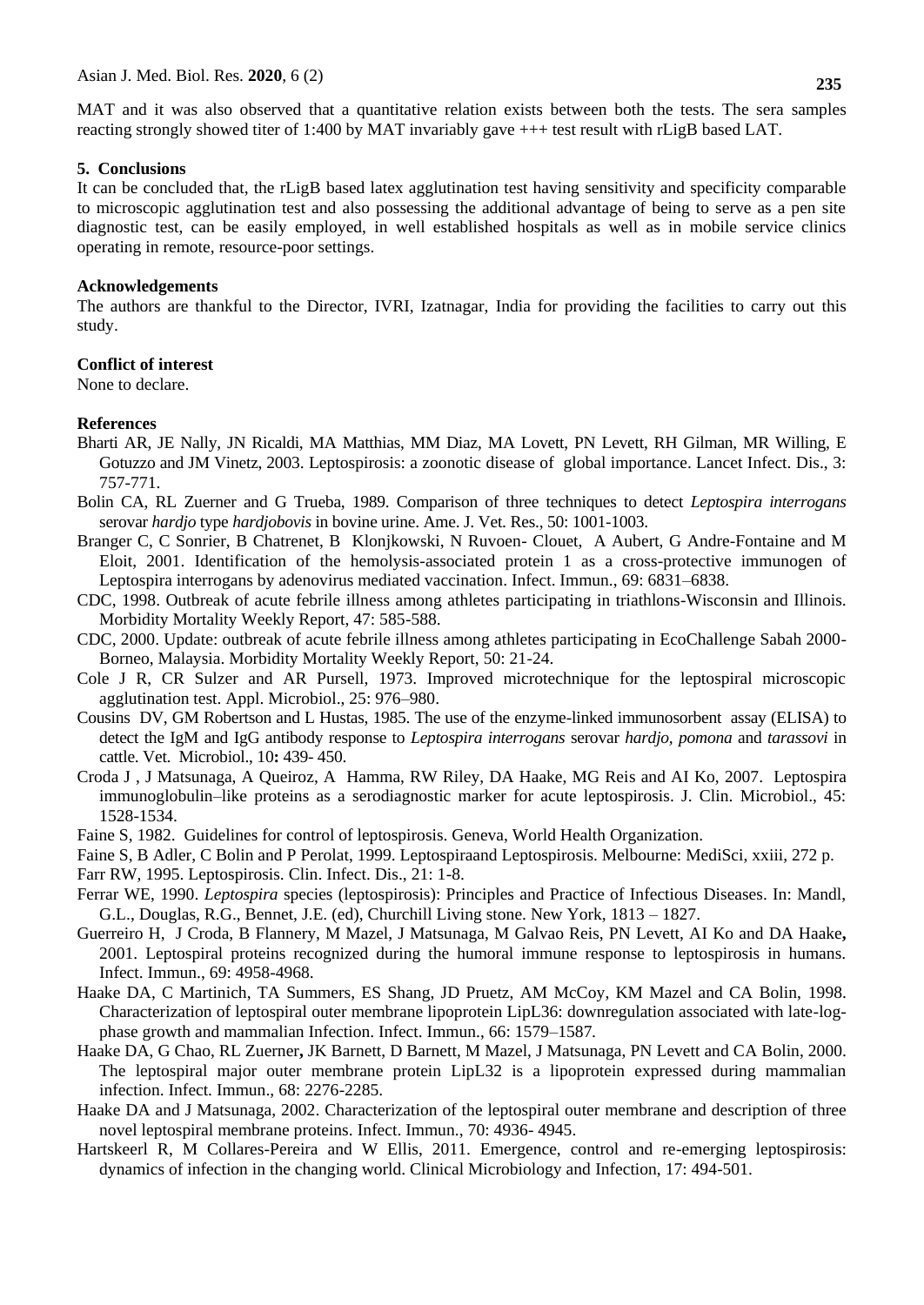MAT and it was also observed that a quantitative relation exists between both the tests. The sera samples reacting strongly showed titer of 1:400 by MAT invariably gave +++ test result with rLigB based LAT.

## 5. Conclusions

It can be concluded that, the rLigB based latex agglutination test having sensitivity and specificity comparable to microscopic agglutination test and also possessing the additional advantage of being to serve as a pen site diagnostic test, can be easily employed, in well established hospitals as well as in mobile service clinics operating in remote, resource-poor settings.

## Acknowledgements

The authors are thankful to the Director, IVRI, Izatnagar, India for providing the facilities to carry out this study.

## Conflict of interest

None to declare.

## References

Bharti AR, JE Nally, JN Ricaldi, MA Matthias, MM Diaz, MA Lovett, PN Levett, RH Gilman, MR Willing, E Gotuzzo and JM Vinetz, 2003. Leptospirosis: a zoonotic disease of global importance. Lancet Infect. Dis., 3: 757-771.

Bolin CA, RL Zuerner and G Trueba, 1989. Comparison of three techniques to detect *Leptospira interrogans* serovar *hardjo* type *hardjobovis* in bovine urine. Ame. J. Vet. Res., 50: 1001-1003.

Branger C, C Sonrier, B Chatrenet, B Klonjkowski, N Ruvoen- Clouet, A Aubert, G Andre-Fontaine and M Eloit, 2001. Identification of the hemolysis-associated protein 1 as a cross-protective immunogen of Leptospira interrogans by adenovirus mediated vaccination. Infect. Immun., 69: 6831–6838.

CDC, 1998. Outbreak of acute febrile illness among athletes participating in triathlons-Wisconsin and Illinois. Morbidity Mortality Weekly Report, 47: 585-588.

CDC, 2000. Update: outbreak of acute febrile illness among athletes participating in EcoChallenge Sabah 2000-Borneo, Malaysia. Morbidity Mortality Weekly Report, 50: 21-24.

Cole J R, CR Sulzer and AR Pursell, 1973. Improved microtechnique for the leptospiral microscopic agglutination test. Appl. Microbiol., 25: 976–980.

Cousins DV, GM Robertson and L Hustas, 1985. The use of the enzyme-linked immunosorbent assay (ELISA) to detect the IgM and IgG antibody response to *Leptospira interrogans* serovar *hardjo*, *pomona* and *tarassovi* in cattle. Vet. Microbiol., 10**:** 439- 450.

Croda J , J Matsunaga, A Queiroz, A Hamma, RW Riley, DA Haake, MG Reis and AI Ko, 2007. Leptospira immunoglobulin–like proteins as a serodiagnostic marker for acute leptospirosis. J. Clin. Microbiol., 45: 1528-1534.

Faine S, 1982. Guidelines for control of leptospirosis. Geneva, World Health Organization.

Faine S, B Adler, C Bolin and P Perolat, 1999. Leptospiraand Leptospirosis. Melbourne: MediSci, xxiii, 272 p.

Farr RW, 1995. Leptospirosis. Clin. Infect. Dis., 21: 1-8.

Ferrar WE, 1990. *Leptospira* species (leptospirosis): Principles and Practice of Infectious Diseases. In: Mandl, G.L., Douglas, R.G., Bennet, J.E. (ed), Churchill Living stone. New York, 1813 – 1827.

Guerreiro H, J Croda, B Flannery, M Mazel, J Matsunaga, M Galvao Reis, PN Levett, AI Ko and DA Haake**,** 2001. Leptospiral proteins recognized during the humoral immune response to leptospirosis in humans. Infect. Immun., 69: 4958-4968.

Haake DA, C Martinich, TA Summers, ES Shang, JD Pruetz, AM McCoy, KM Mazel and CA Bolin, 1998. Characterization of leptospiral outer membrane lipoprotein LipL36: downregulation associated with late-log-phase growth and mammalian Infection. Infect. Immun., 66: 1579–1587.

Haake DA, G Chao, RL Zuerner**,** JK Barnett, D Barnett, M Mazel, J Matsunaga, PN Levett and CA Bolin, 2000. The leptospiral major outer membrane protein LipL32 is a lipoprotein expressed during mammalian infection. Infect. Immun., 68: 2276-2285.

Haake DA and J Matsunaga, 2002. Characterization of the leptospiral outer membrane and description of three novel leptospiral membrane proteins. Infect. Immun., 70: 4936- 4945.

Hartskeerl R, M Collares-Pereira and W Ellis, 2011. Emergence, control and re-emerging leptospirosis: dynamics of infection in the changing world. Clinical Microbiology and Infection, 17: 494-501.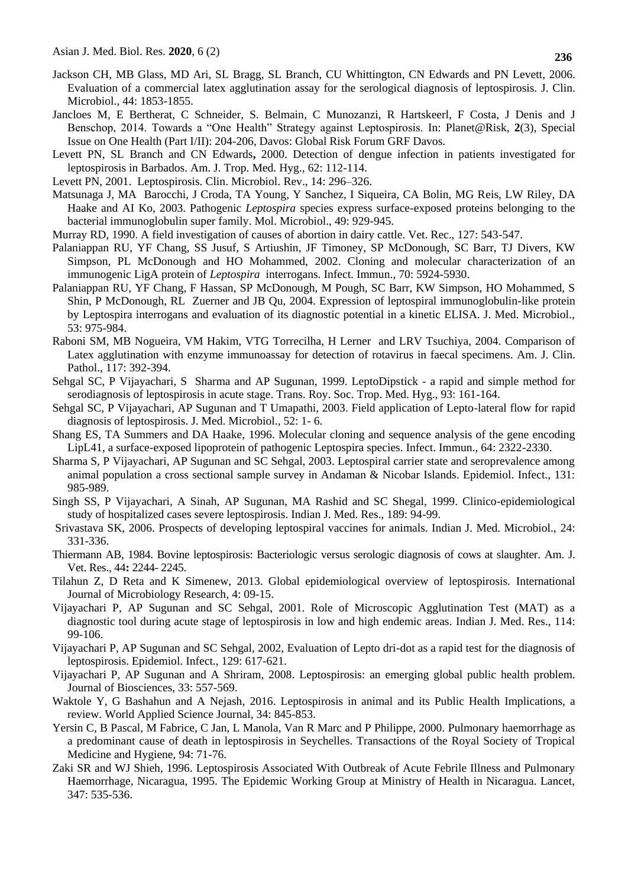Jackson CH, MB Glass, MD Ari, SL Bragg, SL Branch, CU Whittington, CN Edwards and PN Levett, 2006. Evaluation of a commercial latex agglutination assay for the serological diagnosis of leptospirosis. J. Clin. Microbiol., 44: 1853-1855.

Jancloes M, E Bertherat, C Schneider, S. Belmain, C Munozanzi, R Hartskeerl, F Costa, J Denis and J Benschop, 2014. Towards a "One Health" Strategy against Leptospirosis. In: Planet@Risk, **2**(3), Special Issue on One Health (Part I/II): 204-206, Davos: Global Risk Forum GRF Davos.

Levett PN, SL Branch and CN Edwards**,** 2000. Detection of dengue infection in patients investigated for leptospirosis in Barbados. Am. J. Trop. Med. Hyg., 62: 112-114.

Levett PN, 2001. Leptospirosis. Clin. Microbiol. Rev., 14: 296–326.

Matsunaga J, MA Barocchi, J Croda, TA Young, Y Sanchez, I Siqueira, CA Bolin, MG Reis, LW Riley, DA Haake and AI Ko, 2003. Pathogenic *Leptospira* species express surface-exposed proteins belonging to the bacterial immunoglobulin super family. Mol. Microbiol., 49: 929-945.

Murray RD, 1990. A field investigation of causes of abortion in dairy cattle. Vet. Rec., 127: 543-547.

Palaniappan RU, YF Chang, SS Jusuf, S Artiushin, JF Timoney, SP McDonough, SC Barr, TJ Divers, KW Simpson, PL McDonough and HO Mohammed, 2002. Cloning and molecular characterization of an immunogenic LigA protein of *Leptospira* interrogans. Infect. Immun., 70: 5924-5930.

Palaniappan RU, YF Chang, F Hassan, SP McDonough, M Pough, SC Barr, KW Simpson, HO Mohammed, S Shin, P McDonough, RL Zuerner and JB Qu, 2004. Expression of leptospiral immunoglobulin-like protein by Leptospira interrogans and evaluation of its diagnostic potential in a kinetic ELISA. J. Med. Microbiol., 53: 975-984.

Raboni SM, MB Nogueira, VM Hakim, VTG Torrecilha, H Lerner and LRV Tsuchiya, 2004. Comparison of Latex agglutination with enzyme immunoassay for detection of rotavirus in faecal specimens. Am. J. Clin. Pathol., 117: 392-394.

Sehgal SC, P Vijayachari, S Sharma and AP Sugunan, 1999. LeptoDipstick - a rapid and simple method for serodiagnosis of leptospirosis in acute stage. Trans. Roy. Soc. Trop. Med. Hyg., 93: 161-164.

Sehgal SC, P Vijayachari, AP Sugunan and T Umapathi, 2003. Field application of Lepto-lateral flow for rapid diagnosis of leptospirosis. J. Med. Microbiol., 52: 1- 6.

Shang ES, TA Summers and DA Haake, 1996. Molecular cloning and sequence analysis of the gene encoding LipL41, a surface-exposed lipoprotein of pathogenic Leptospira species. Infect. Immun., 64: 2322-2330.

Sharma S, P Vijayachari, AP Sugunan and SC Sehgal, 2003. Leptospiral carrier state and seroprevalence among animal population a cross sectional sample survey in Andaman & Nicobar Islands. Epidemiol. Infect., 131: 985-989.

Singh SS, P Vijayachari, A Sinah, AP Sugunan, MA Rashid and SC Shegal, 1999. Clinico-epidemiological study of hospitalized cases severe leptospirosis. Indian J. Med. Res., 189: 94-99.

Srivastava SK, 2006. Prospects of developing leptospiral vaccines for animals. Indian J. Med. Microbiol., 24: 331-336.

Thiermann AB, 1984. Bovine leptospirosis: Bacteriologic versus serologic diagnosis of cows at slaughter. Am. J. Vet. Res., 44**:** 2244- 2245.

Tilahun Z, D Reta and K Simenew, 2013. Global epidemiological overview of leptospirosis. International Journal of Microbiology Research, 4: 09-15.

Vijayachari P, AP Sugunan and SC Sehgal, 2001. Role of Microscopic Agglutination Test (MAT) as a diagnostic tool during acute stage of leptospirosis in low and high endemic areas. Indian J. Med. Res., 114: 99-106.

Vijayachari P, AP Sugunan and SC Sehgal, 2002, Evaluation of Lepto dri-dot as a rapid test for the diagnosis of leptospirosis. Epidemiol. Infect., 129: 617-621.

Vijayachari P, AP Sugunan and A Shriram, 2008. Leptospirosis: an emerging global public health problem. Journal of Biosciences, 33: 557-569.

Waktole Y, G Bashahun and A Nejash, 2016. Leptospirosis in animal and its Public Health Implications, a review. World Applied Science Journal, 34: 845-853.

Yersin C, B Pascal, M Fabrice, C Jan, L Manola, Van R Marc and P Philippe, 2000. Pulmonary haemorrhage as a predominant cause of death in leptospirosis in Seychelles. Transactions of the Royal Society of Tropical Medicine and Hygiene, 94: 71-76.

Zaki SR and WJ Shieh, 1996. Leptospirosis Associated With Outbreak of Acute Febrile Illness and Pulmonary Haemorrhage, Nicaragua, 1995. The Epidemic Working Group at Ministry of Health in Nicaragua. Lancet, 347: 535-536.